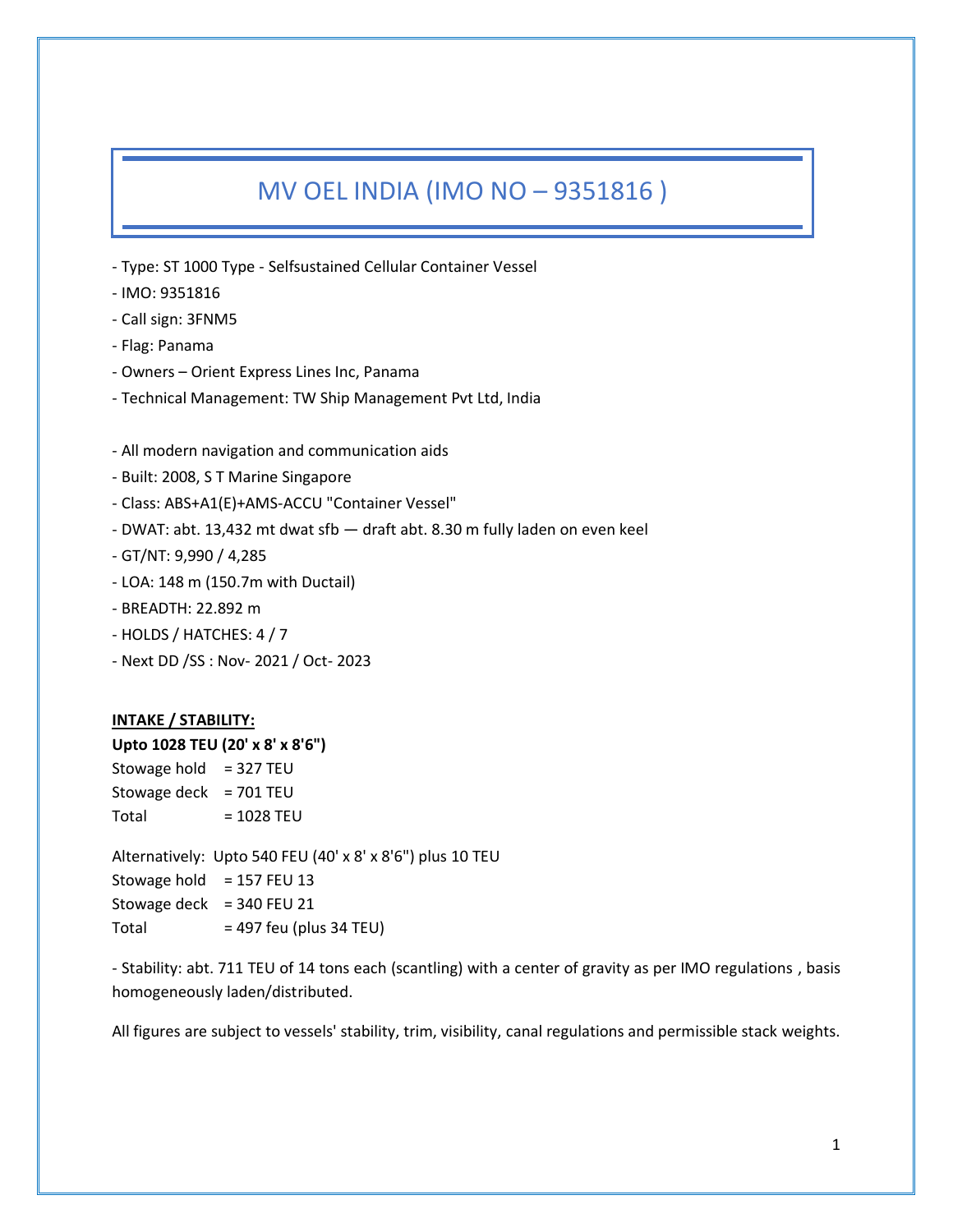# MV OEL INDIA (IMO NO – 9351816 )

- Type: ST 1000 Type - Selfsustained Cellular Container Vessel
- IMO: 9351816
- Call sign: 3FNM5
- Flag: Panama
- Owners – Orient Express Lines Inc, Panama
- Technical Management: TW Ship Management Pvt Ltd, India

- All modern navigation and communication aids
- Built: 2008, S T Marine Singapore
- Class: ABS+A1(E)+AMS-ACCU "Container Vessel"
- DWAT: abt. 13,432 mt dwat sfb — draft abt. 8.30 m fully laden on even keel
- GT/NT: 9,990 / 4,285
- LOA: 148 m (150.7m with Ductail)
- BREADTH: 22.892 m
- HOLDS / HATCHES: 4 / 7
- Next DD /SS : Nov- 2021 / Oct- 2023

**INTAKE / STABILITY:**

**Upto 1028 TEU (20' x 8' x 8'6")**

Stowage hold = 327 TEU
Stowage deck = 701 TEU
Total = 1028 TEU

Alternatively: Upto 540 FEU (40' x 8' x 8'6") plus 10 TEU

Stowage hold = 157 FEU 13
Stowage deck = 340 FEU 21
Total = 497 feu (plus 34 TEU)

- Stability: abt. 711 TEU of 14 tons each (scantling) with a center of gravity as per IMO regulations , basis homogeneously laden/distributed.

All figures are subject to vessels' stability, trim, visibility, canal regulations and permissible stack weights.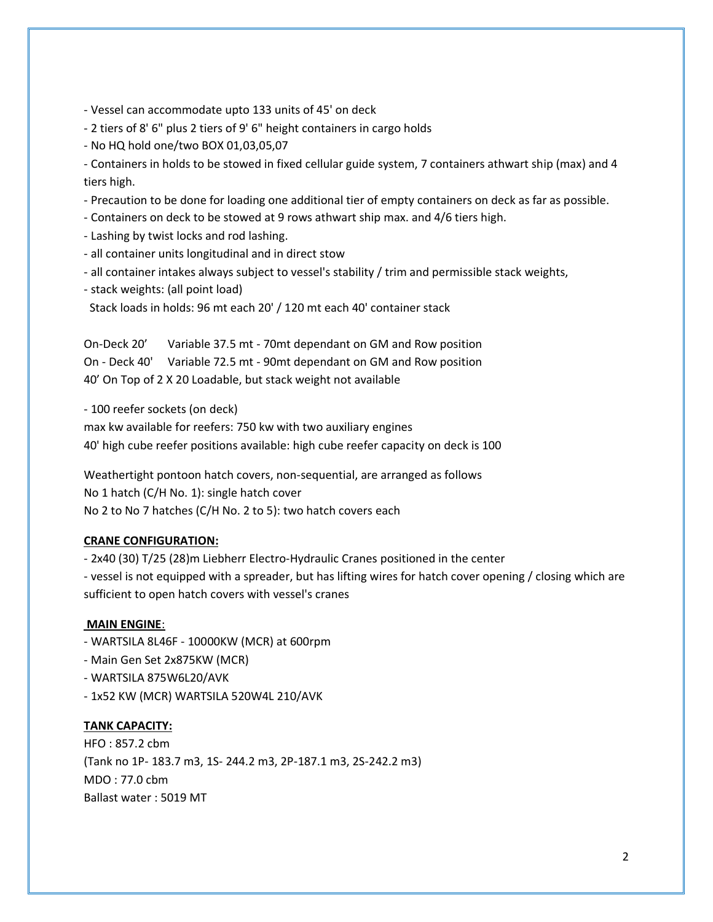- Vessel can accommodate upto 133 units of 45' on deck
- 2 tiers of 8' 6" plus 2 tiers of 9' 6" height containers in cargo holds
- No HQ hold one/two BOX 01,03,05,07
- Containers in holds to be stowed in fixed cellular guide system, 7 containers athwart ship (max) and 4 tiers high.
- Precaution to be done for loading one additional tier of empty containers on deck as far as possible.
- Containers on deck to be stowed at 9 rows athwart ship max. and 4/6 tiers high.
- Lashing by twist locks and rod lashing.
- all container units longitudinal and in direct stow
- all container intakes always subject to vessel's stability / trim and permissible stack weights,
- stack weights: (all point load)

  Stack loads in holds: 96 mt each 20' / 120 mt each 40' container stack

On-Deck 20' Variable 37.5 mt - 70mt dependant on GM and Row position
On - Deck 40' Variable 72.5 mt - 90mt dependant on GM and Row position
40' On Top of 2 X 20 Loadable, but stack weight not available

- 100 reefer sockets (on deck)

max kw available for reefers: 750 kw with two auxiliary engines
40' high cube reefer positions available: high cube reefer capacity on deck is 100

Weathertight pontoon hatch covers, non-sequential, are arranged as follows
No 1 hatch (C/H No. 1): single hatch cover
No 2 to No 7 hatches (C/H No. 2 to 5): two hatch covers each

**CRANE CONFIGURATION:**

- 2x40 (30) T/25 (28)m Liebherr Electro-Hydraulic Cranes positioned in the center
- vessel is not equipped with a spreader, but has lifting wires for hatch cover opening / closing which are sufficient to open hatch covers with vessel's cranes

**MAIN ENGINE**:

- WARTSILA 8L46F - 10000KW (MCR) at 600rpm
- Main Gen Set 2x875KW (MCR)
- WARTSILA 875W6L20/AVK
- 1x52 KW (MCR) WARTSILA 520W4L 210/AVK

**TANK CAPACITY:**

HFO : 857.2 cbm
(Tank no 1P- 183.7 m3, 1S- 244.2 m3, 2P-187.1 m3, 2S-242.2 m3)
MDO : 77.0 cbm
Ballast water : 5019 MT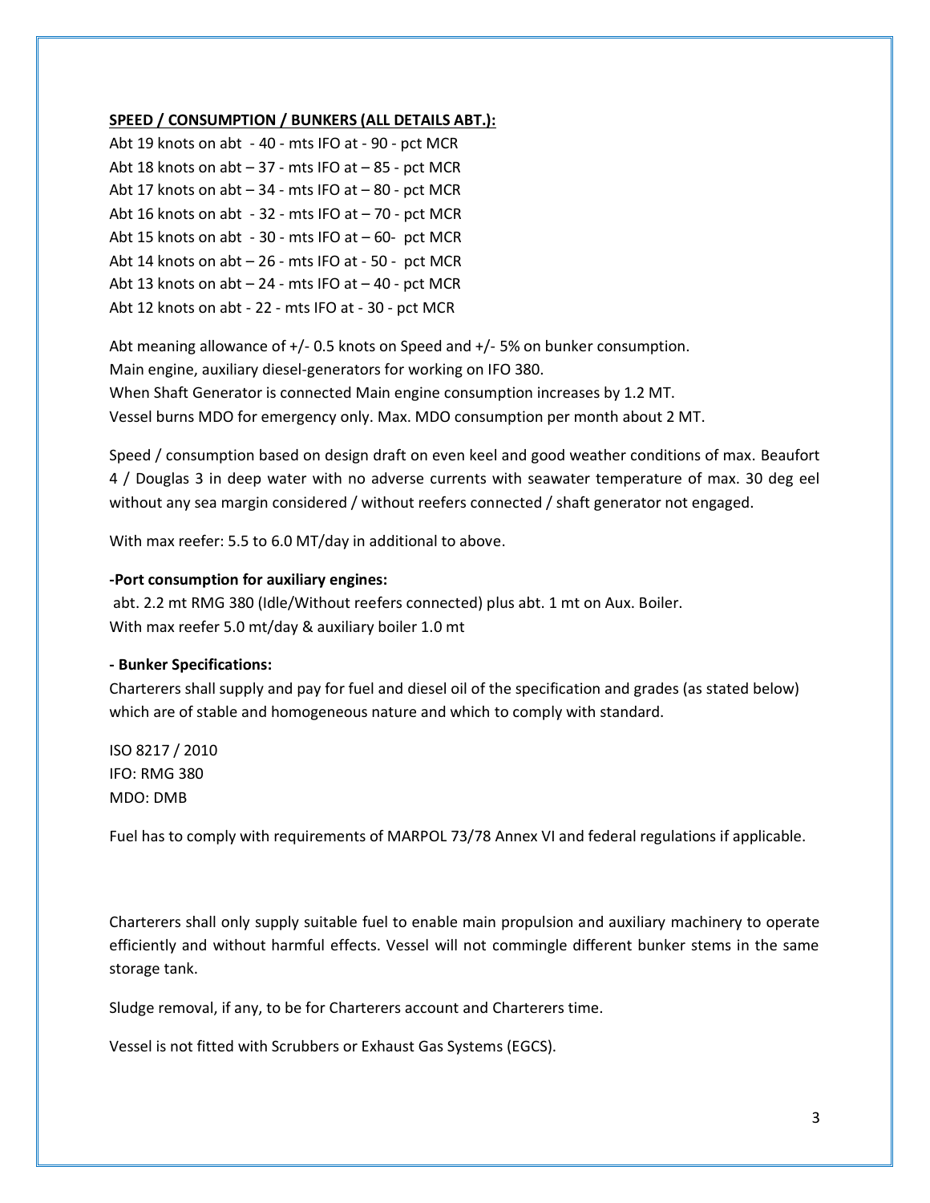**SPEED / CONSUMPTION / BUNKERS (ALL DETAILS ABT.):**

Abt 19 knots on abt - 40 - mts IFO at - 90 - pct MCR
Abt 18 knots on abt – 37 - mts IFO at – 85 - pct MCR
Abt 17 knots on abt – 34 - mts IFO at – 80 - pct MCR
Abt 16 knots on abt - 32 - mts IFO at – 70 - pct MCR
Abt 15 knots on abt - 30 - mts IFO at – 60- pct MCR
Abt 14 knots on abt – 26 - mts IFO at - 50 - pct MCR
Abt 13 knots on abt – 24 - mts IFO at – 40 - pct MCR
Abt 12 knots on abt - 22 - mts IFO at - 30 - pct MCR

Abt meaning allowance of +/- 0.5 knots on Speed and +/- 5% on bunker consumption.
Main engine, auxiliary diesel-generators for working on IFO 380.
When Shaft Generator is connected Main engine consumption increases by 1.2 MT.
Vessel burns MDO for emergency only. Max. MDO consumption per month about 2 MT.

Speed / consumption based on design draft on even keel and good weather conditions of max. Beaufort 4 / Douglas 3 in deep water with no adverse currents with seawater temperature of max. 30 deg eel without any sea margin considered / without reefers connected / shaft generator not engaged.

With max reefer: 5.5 to 6.0 MT/day in additional to above.

**-Port consumption for auxiliary engines:**

abt. 2.2 mt RMG 380 (Idle/Without reefers connected) plus abt. 1 mt on Aux. Boiler.
With max reefer 5.0 mt/day & auxiliary boiler 1.0 mt

**- Bunker Specifications:**

Charterers shall supply and pay for fuel and diesel oil of the specification and grades (as stated below) which are of stable and homogeneous nature and which to comply with standard.

ISO 8217 / 2010
IFO: RMG 380
MDO: DMB

Fuel has to comply with requirements of MARPOL 73/78 Annex VI and federal regulations if applicable.

Charterers shall only supply suitable fuel to enable main propulsion and auxiliary machinery to operate efficiently and without harmful effects. Vessel will not commingle different bunker stems in the same storage tank.

Sludge removal, if any, to be for Charterers account and Charterers time.

Vessel is not fitted with Scrubbers or Exhaust Gas Systems (EGCS).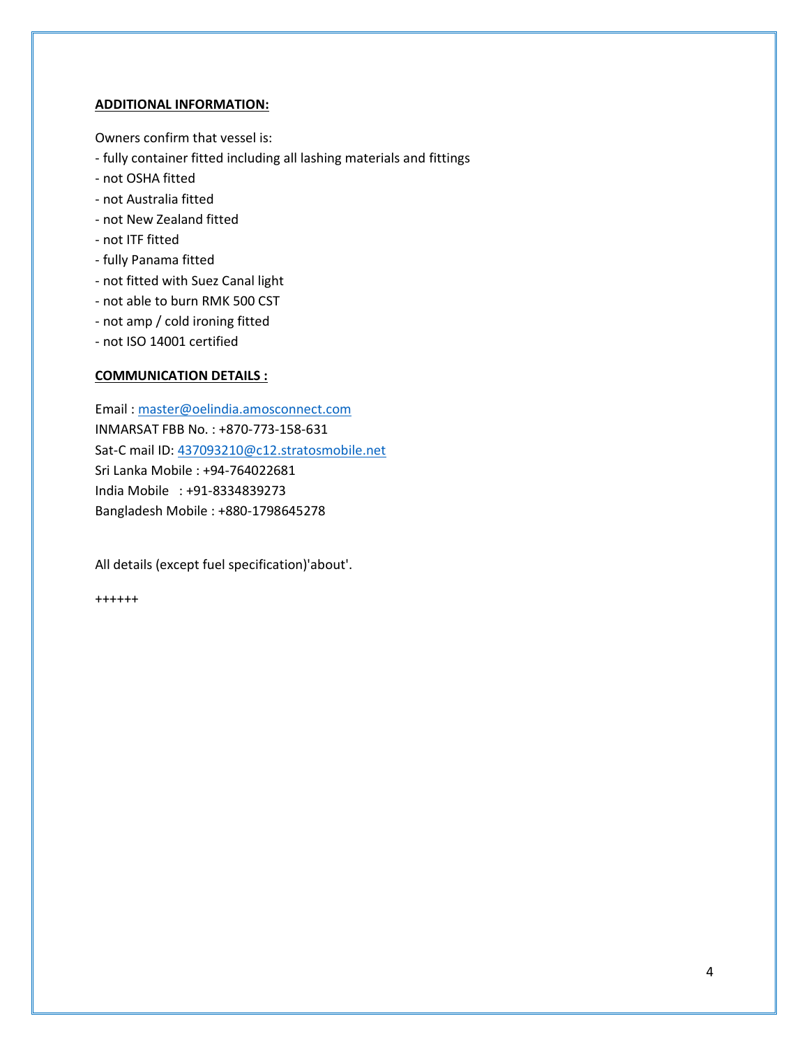**ADDITIONAL INFORMATION:**

Owners confirm that vessel is:

- fully container fitted including all lashing materials and fittings
- not OSHA fitted
- not Australia fitted
- not New Zealand fitted
- not ITF fitted
- fully Panama fitted
- not fitted with Suez Canal light
- not able to burn RMK 500 CST
- not amp / cold ironing fitted
- not ISO 14001 certified

**COMMUNICATION DETAILS :**

Email : master@oelindia.amosconnect.com
INMARSAT FBB No. : +870-773-158-631
Sat-C mail ID: 437093210@c12.stratosmobile.net
Sri Lanka Mobile : +94-764022681
India Mobile : +91-8334839273
Bangladesh Mobile : +880-1798645278

All details (except fuel specification)'about'.

++++++